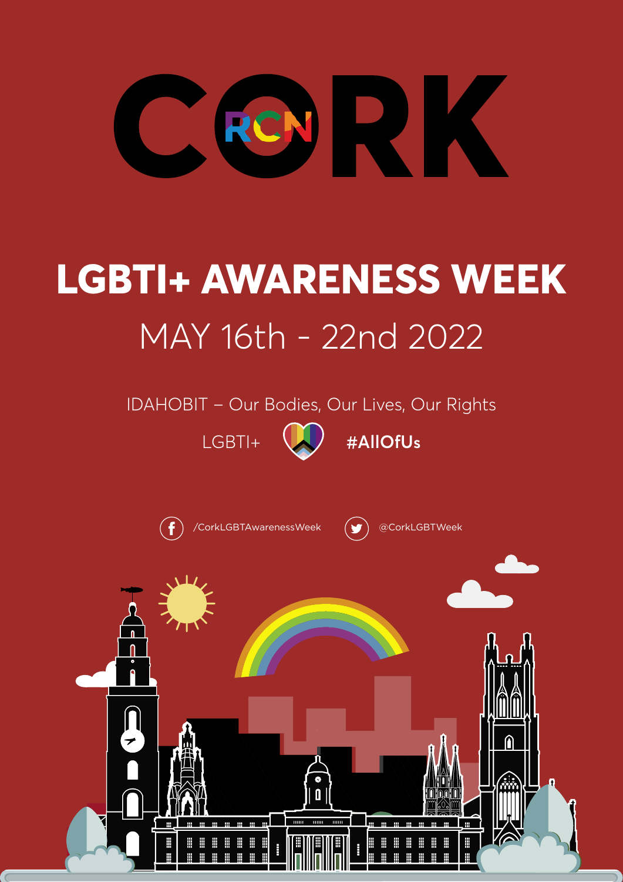# CORK

## LGBTI+ AWARENESS WEEK

MAY 16th - 22nd 2022

IDAHOBIT – Our Bodies, Our Lives, Our Rights

LGBTI+ **#AllOfUs**

/CorkLGBTAwarenessWeek @CorkLGBTWeek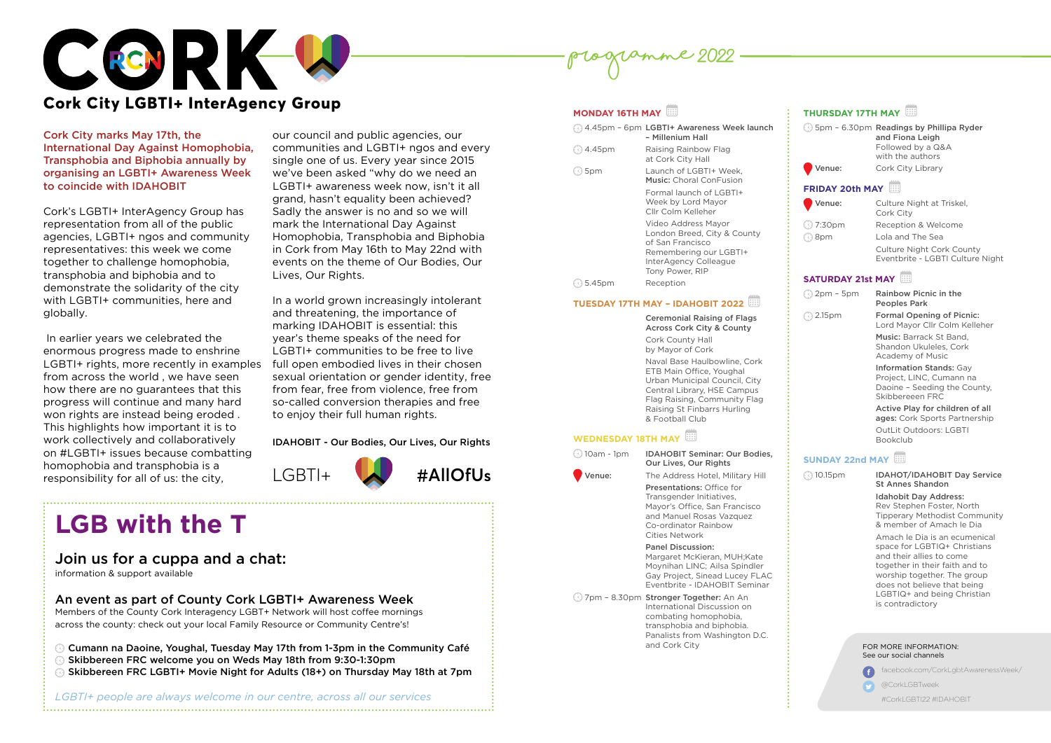# CORK

## Cork City LGBTI+ InterAgency Group

programme 2022

**Cork City marks May 17th, the International Day Against Homophobia, Transphobia and Biphobia annually by organising an LGBTI+ Awareness Week to coincide with IDAHOBIT**

Cork's LGBTI+ InterAgency Group has representation from all of the public agencies, LGBTI+ ngos and community representatives: this week we come together to challenge homophobia, transphobia and biphobia and to demonstrate the solidarity of the city with LGBTI+ communities, here and globally.

In earlier years we celebrated the enormous progress made to enshrine LGBTI+ rights, more recently in examples from across the world , we have seen how there are no guarantees that this progress will continue and many hard won rights are instead being eroded . This highlights how important it is to work collectively and collaboratively on #LGBTI+ issues because combatting homophobia and transphobia is a responsibility for all of us: the city, our council and public agencies, our communities and LGBTI+ ngos and every single one of us. Every year since 2015 we've been asked "why do we need an LGBTI+ awareness week now, isn't it all grand, hasn't equality been achieved? Sadly the answer is no and so we will mark the International Day Against Homophobia, Transphobia and Biphobia in Cork from May 16th to May 22nd with events on the theme of Our Bodies, Our Lives, Our Rights.

In a world grown increasingly intolerant and threatening, the importance of marking IDAHOBIT is essential: this year's theme speaks of the need for LGBTI+ communities to be free to live full open embodied lives in their chosen sexual orientation or gender identity, free from fear, free from violence, free from so-called conversion therapies and free to enjoy their full human rights.

**IDAHOBIT - Our Bodies, Our Lives, Our Rights**

LGBTI+ #AllOfUs

# LGB with the T

## Join us for a cuppa and a chat:

information & support available

### An event as part of County Cork LGBTI+ Awareness Week

Members of the County Cork Interagency LGBT+ Network will host coffee mornings across the county: check out your local Family Resource or Community Centre's!

- Cumann na Daoine, Youghal, Tuesday May 17th from 1-3pm in the Community Café
- Skibbereen FRC welcome you on Weds May 18th from 9:30-1:30pm
- Skibbereen FRC LGBTI+ Movie Night for Adults (18+) on Thursday May 18th at 7pm

*LGBTI+ people are always welcome in our centre, across all our services*

## MONDAY 16TH MAY

| | |
|---|---|
| 4.45pm – 6pm | **LGBTI+ Awareness Week launch – Millenium Hall** |
| 4.45pm | Raising Rainbow Flag at Cork City Hall |
| 5pm | Launch of LGBTI+ Week, **Music:** Choral ConFusion<br>Formal launch of LGBTI+ Week by Lord Mayor Cllr Colm Kelleher<br>Video Address Mayor London Breed, City & County of San Francisco<br>Remembering our LGBTI+ InterAgency Colleague Tony Power, RIP |
| 5.45pm | Reception |

## TUESDAY 17TH MAY – IDAHOBIT 2022

**Ceremonial Raising of Flags Across Cork City & County**

Cork County Hall by Mayor of Cork

Naval Base Haulbowline, Cork ETB Main Office, Youghal Urban Municipal Council, City Central Library, HSE Campus Flag Raising, Community Flag Raising St Finbarrs Hurling & Football Club

## WEDNESDAY 18TH MAY

| | |
|---|---|
| 10am - 1pm | **IDAHOBIT Seminar: Our Bodies, Our Lives, Our Rights** |
| Venue: | The Address Hotel, Military Hill<br>**Presentations:** Office for Transgender Initiatives, Mayor's Office, San Francisco and Manuel Rosas Vazquez Co-ordinator Rainbow Cities Network<br>**Panel Discussion:** Margaret McKieran, MUH;Kate Moynihan LINC; Ailsa Spindler Gay Project, Sinead Lucey FLAC<br>Eventbrite - IDAHOBIT Seminar |
| 7pm – 8.30pm | **Stronger Together:** An An International Discussion on combating homophobia, transphobia and biphobia. Panalists from Washington D.C. and Cork City |

## THURSDAY 17TH MAY

| | |
|---|---|
| 5pm – 6.30pm | **Readings by Phillipa Ryder and Fiona Leigh**<br>Followed by a Q&A with the authors |
| Venue: | Cork City Library |

## FRIDAY 20th MAY

| | |
|---|---|
| Venue: | Culture Night at Triskel, Cork City |
| 7:30pm | Reception & Welcome |
| 8pm | Lola and The Sea<br>Culture Night Cork County Eventbrite - LGBTI Culture Night |

## SATURDAY 21st MAY

| | |
|---|---|
| 2pm – 5pm | **Rainbow Picnic in the Peoples Park** |
| 2.15pm | **Formal Opening of Picnic:** Lord Mayor Cllr Colm Kelleher<br>**Music:** Barrack St Band, Shandon Ukuleles, Cork Academy of Music<br>**Information Stands:** Gay Project, LINC, Cumann na Daoine – Seeding the County, Skibbereeen FRC<br>**Active Play for children of all ages:** Cork Sports Partnership<br>OutLit Outdoors: LGBTI Bookclub |

## SUNDAY 22nd MAY

| | |
|---|---|
| 10.15pm | **IDAHOT/IDAHOBIT Day Service St Annes Shandon**<br>**Idahobit Day Address:** Rev Stephen Foster, North Tipperary Methodist Community & member of Amach le Dia<br>Amach le Dia is an ecumenical space for LGBTIQ+ Christians and their allies to come together in their faith and to worship together. The group does not believe that being LGBTIQ+ and being Christian is contradictory |

FOR MORE INFORMATION:
See our social channels

facebook.com/CorkLgbtAwarenessWeek/

@CorkLGBTweek

#CorkLGBTI22 #IDAHOBIT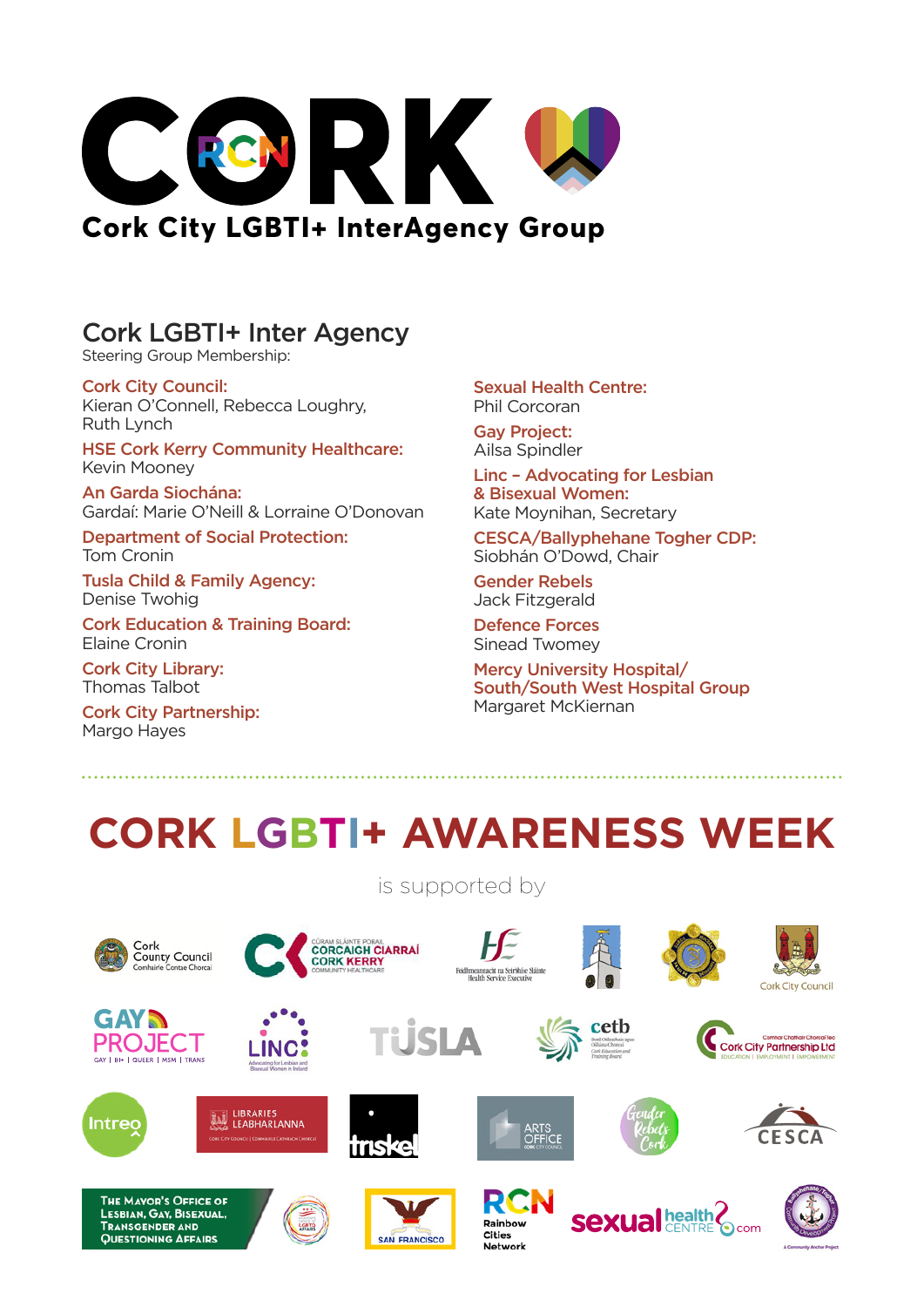# CORK

**Cork City LGBTI+ InterAgency Group**

## Cork LGBTI+ Inter Agency

Steering Group Membership:

**Cork City Council:**
Kieran O'Connell, Rebecca Loughry, Ruth Lynch

**HSE Cork Kerry Community Healthcare:**
Kevin Mooney

**An Garda Siochána:**
Gardaí: Marie O'Neill & Lorraine O'Donovan

**Department of Social Protection:**
Tom Cronin

**Tusla Child & Family Agency:**
Denise Twohig

**Cork Education & Training Board:**
Elaine Cronin

**Cork City Library:**
Thomas Talbot

**Cork City Partnership:**
Margo Hayes

**Sexual Health Centre:**
Phil Corcoran

**Gay Project:**
Ailsa Spindler

**Linc – Advocating for Lesbian & Bisexual Women:**
Kate Moynihan, Secretary

**CESCA/Ballyphehane Togher CDP:**
Siobhán O'Dowd, Chair

**Gender Rebels**
Jack Fitzgerald

**Defence Forces**
Sinead Twomey

**Mercy University Hospital/ South/South West Hospital Group**
Margaret McKiernan

# CORK LGBTI+ AWARENESS WEEK

is supported by